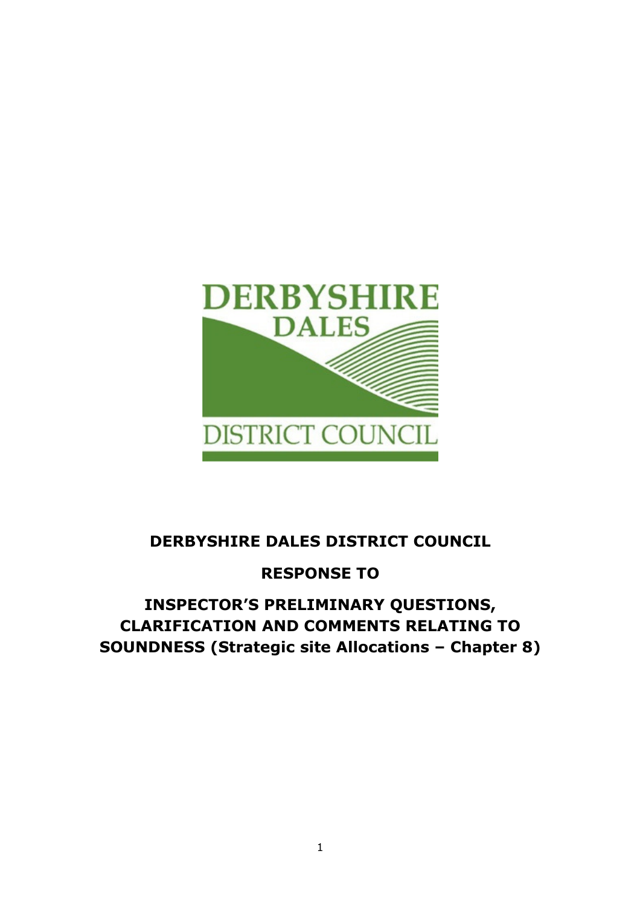DERBYSHIRE DALES

DISTRICT COUNCIL

**DERBYSHIRE DALES DISTRICT COUNCIL**

**RESPONSE TO**

**INSPECTOR'S PRELIMINARY QUESTIONS, CLARIFICATION AND COMMENTS RELATING TO SOUNDNESS (Strategic site Allocations – Chapter 8)**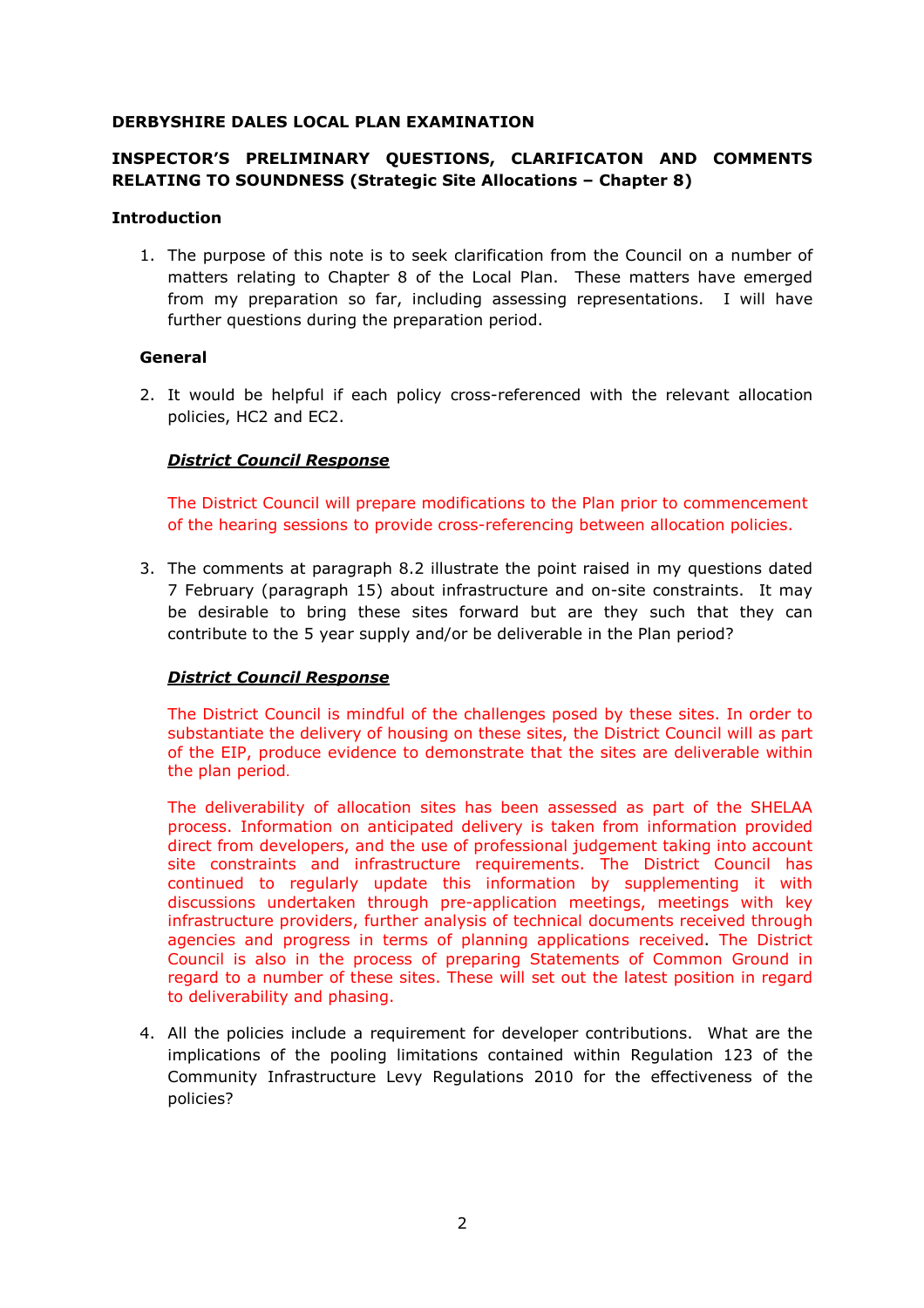**DERBYSHIRE DALES LOCAL PLAN EXAMINATION**

**INSPECTOR'S PRELIMINARY QUESTIONS, CLARIFICATON AND COMMENTS RELATING TO SOUNDNESS (Strategic Site Allocations – Chapter 8)**

**Introduction**

1. The purpose of this note is to seek clarification from the Council on a number of matters relating to Chapter 8 of the Local Plan. These matters have emerged from my preparation so far, including assessing representations. I will have further questions during the preparation period.

**General**

2. It would be helpful if each policy cross-referenced with the relevant allocation policies, HC2 and EC2.

   ***District Council Response***

   The District Council will prepare modifications to the Plan prior to commencement of the hearing sessions to provide cross-referencing between allocation policies.

3. The comments at paragraph 8.2 illustrate the point raised in my questions dated 7 February (paragraph 15) about infrastructure and on-site constraints. It may be desirable to bring these sites forward but are they such that they can contribute to the 5 year supply and/or be deliverable in the Plan period?

   ***District Council Response***

   The District Council is mindful of the challenges posed by these sites. In order to substantiate the delivery of housing on these sites, the District Council will as part of the EIP, produce evidence to demonstrate that the sites are deliverable within the plan period.

   The deliverability of allocation sites has been assessed as part of the SHELAA process. Information on anticipated delivery is taken from information provided direct from developers, and the use of professional judgement taking into account site constraints and infrastructure requirements. The District Council has continued to regularly update this information by supplementing it with discussions undertaken through pre-application meetings, meetings with key infrastructure providers, further analysis of technical documents received through agencies and progress in terms of planning applications received. The District Council is also in the process of preparing Statements of Common Ground in regard to a number of these sites. These will set out the latest position in regard to deliverability and phasing.

4. All the policies include a requirement for developer contributions. What are the implications of the pooling limitations contained within Regulation 123 of the Community Infrastructure Levy Regulations 2010 for the effectiveness of the policies?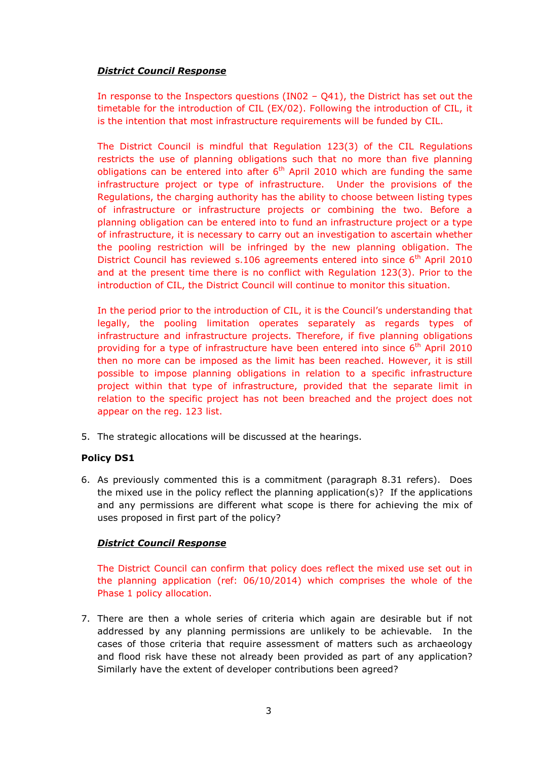***District Council Response***

In response to the Inspectors questions (IN02 – Q41), the District has set out the timetable for the introduction of CIL (EX/02). Following the introduction of CIL, it is the intention that most infrastructure requirements will be funded by CIL.

The District Council is mindful that Regulation 123(3) of the CIL Regulations restricts the use of planning obligations such that no more than five planning obligations can be entered into after 6th April 2010 which are funding the same infrastructure project or type of infrastructure. Under the provisions of the Regulations, the charging authority has the ability to choose between listing types of infrastructure or infrastructure projects or combining the two. Before a planning obligation can be entered into to fund an infrastructure project or a type of infrastructure, it is necessary to carry out an investigation to ascertain whether the pooling restriction will be infringed by the new planning obligation. The District Council has reviewed s.106 agreements entered into since 6th April 2010 and at the present time there is no conflict with Regulation 123(3). Prior to the introduction of CIL, the District Council will continue to monitor this situation.

In the period prior to the introduction of CIL, it is the Council's understanding that legally, the pooling limitation operates separately as regards types of infrastructure and infrastructure projects. Therefore, if five planning obligations providing for a type of infrastructure have been entered into since 6th April 2010 then no more can be imposed as the limit has been reached. However, it is still possible to impose planning obligations in relation to a specific infrastructure project within that type of infrastructure, provided that the separate limit in relation to the specific project has not been breached and the project does not appear on the reg. 123 list.

5. The strategic allocations will be discussed at the hearings.

**Policy DS1**

6. As previously commented this is a commitment (paragraph 8.31 refers). Does the mixed use in the policy reflect the planning application(s)? If the applications and any permissions are different what scope is there for achieving the mix of uses proposed in first part of the policy?

***District Council Response***

The District Council can confirm that policy does reflect the mixed use set out in the planning application (ref: 06/10/2014) which comprises the whole of the Phase 1 policy allocation.

7. There are then a whole series of criteria which again are desirable but if not addressed by any planning permissions are unlikely to be achievable. In the cases of those criteria that require assessment of matters such as archaeology and flood risk have these not already been provided as part of any application? Similarly have the extent of developer contributions been agreed?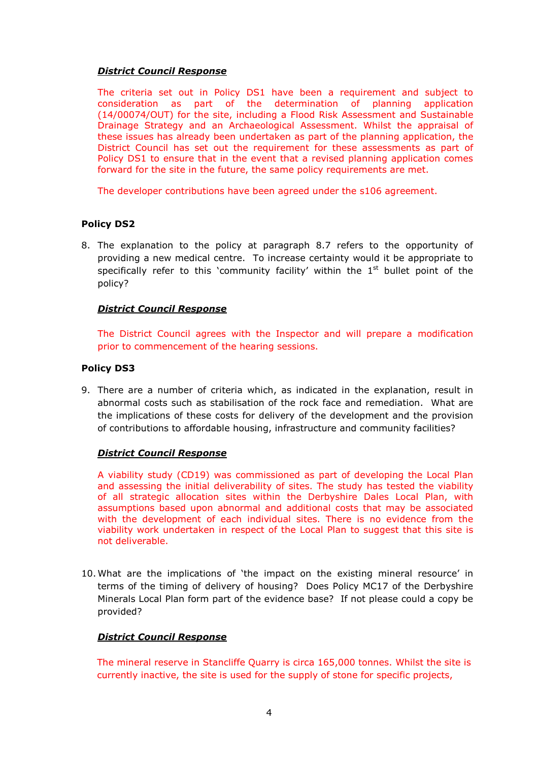***District Council Response***

The criteria set out in Policy DS1 have been a requirement and subject to consideration as part of the determination of planning application (14/00074/OUT) for the site, including a Flood Risk Assessment and Sustainable Drainage Strategy and an Archaeological Assessment. Whilst the appraisal of these issues has already been undertaken as part of the planning application, the District Council has set out the requirement for these assessments as part of Policy DS1 to ensure that in the event that a revised planning application comes forward for the site in the future, the same policy requirements are met.

The developer contributions have been agreed under the s106 agreement.

**Policy DS2**

8. The explanation to the policy at paragraph 8.7 refers to the opportunity of providing a new medical centre. To increase certainty would it be appropriate to specifically refer to this 'community facility' within the 1st bullet point of the policy?

***District Council Response***

The District Council agrees with the Inspector and will prepare a modification prior to commencement of the hearing sessions.

**Policy DS3**

9. There are a number of criteria which, as indicated in the explanation, result in abnormal costs such as stabilisation of the rock face and remediation. What are the implications of these costs for delivery of the development and the provision of contributions to affordable housing, infrastructure and community facilities?

***District Council Response***

A viability study (CD19) was commissioned as part of developing the Local Plan and assessing the initial deliverability of sites. The study has tested the viability of all strategic allocation sites within the Derbyshire Dales Local Plan, with assumptions based upon abnormal and additional costs that may be associated with the development of each individual sites. There is no evidence from the viability work undertaken in respect of the Local Plan to suggest that this site is not deliverable.

10. What are the implications of 'the impact on the existing mineral resource' in terms of the timing of delivery of housing? Does Policy MC17 of the Derbyshire Minerals Local Plan form part of the evidence base? If not please could a copy be provided?

***District Council Response***

The mineral reserve in Stancliffe Quarry is circa 165,000 tonnes. Whilst the site is currently inactive, the site is used for the supply of stone for specific projects,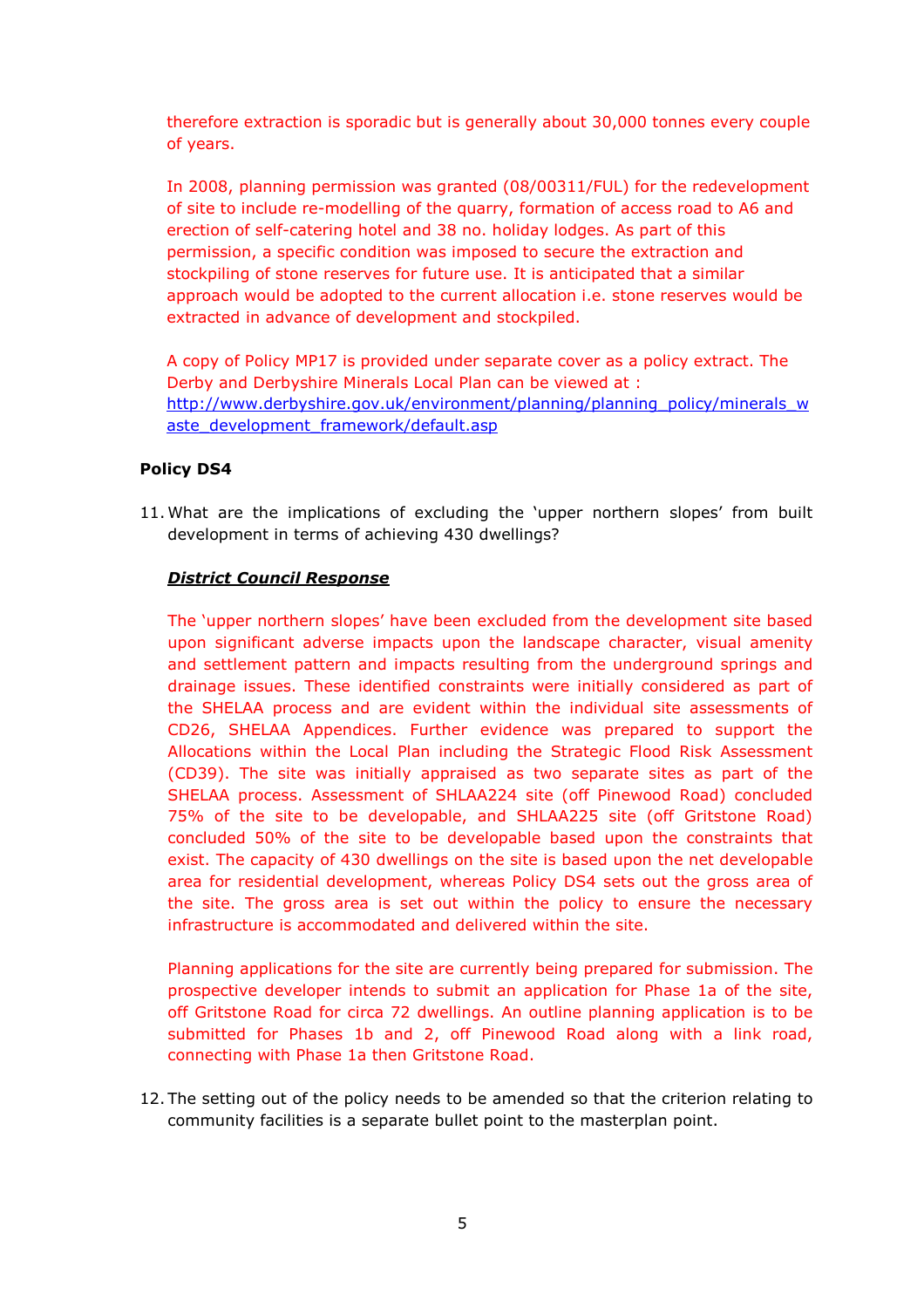therefore extraction is sporadic but is generally about 30,000 tonnes every couple of years.

In 2008, planning permission was granted (08/00311/FUL) for the redevelopment of site to include re-modelling of the quarry, formation of access road to A6 and erection of self-catering hotel and 38 no. holiday lodges. As part of this permission, a specific condition was imposed to secure the extraction and stockpiling of stone reserves for future use. It is anticipated that a similar approach would be adopted to the current allocation i.e. stone reserves would be extracted in advance of development and stockpiled.

A copy of Policy MP17 is provided under separate cover as a policy extract. The Derby and Derbyshire Minerals Local Plan can be viewed at : [http://www.derbyshire.gov.uk/environment/planning/planning_policy/minerals_waste_development_framework/default.asp](http://www.derbyshire.gov.uk/environment/planning/planning_policy/minerals_waste_development_framework/default.asp)

**Policy DS4**

11. What are the implications of excluding the 'upper northern slopes' from built development in terms of achieving 430 dwellings?

    ***District Council Response***

    The 'upper northern slopes' have been excluded from the development site based upon significant adverse impacts upon the landscape character, visual amenity and settlement pattern and impacts resulting from the underground springs and drainage issues. These identified constraints were initially considered as part of the SHELAA process and are evident within the individual site assessments of CD26, SHELAA Appendices. Further evidence was prepared to support the Allocations within the Local Plan including the Strategic Flood Risk Assessment (CD39). The site was initially appraised as two separate sites as part of the SHELAA process. Assessment of SHLAA224 site (off Pinewood Road) concluded 75% of the site to be developable, and SHLAA225 site (off Gritstone Road) concluded 50% of the site to be developable based upon the constraints that exist. The capacity of 430 dwellings on the site is based upon the net developable area for residential development, whereas Policy DS4 sets out the gross area of the site. The gross area is set out within the policy to ensure the necessary infrastructure is accommodated and delivered within the site.

    Planning applications for the site are currently being prepared for submission. The prospective developer intends to submit an application for Phase 1a of the site, off Gritstone Road for circa 72 dwellings. An outline planning application is to be submitted for Phases 1b and 2, off Pinewood Road along with a link road, connecting with Phase 1a then Gritstone Road.

12. The setting out of the policy needs to be amended so that the criterion relating to community facilities is a separate bullet point to the masterplan point.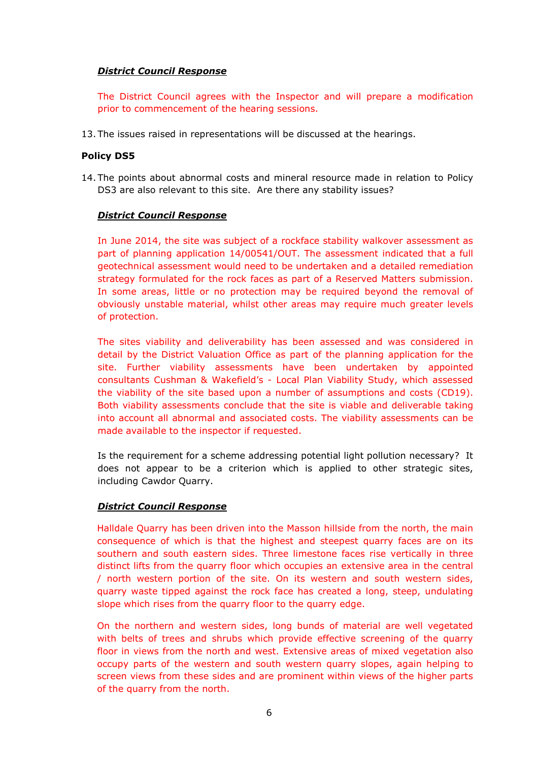***District Council Response***

The District Council agrees with the Inspector and will prepare a modification prior to commencement of the hearing sessions.

13. The issues raised in representations will be discussed at the hearings.

**Policy DS5**

14. The points about abnormal costs and mineral resource made in relation to Policy DS3 are also relevant to this site. Are there any stability issues?

***District Council Response***

In June 2014, the site was subject of a rockface stability walkover assessment as part of planning application 14/00541/OUT. The assessment indicated that a full geotechnical assessment would need to be undertaken and a detailed remediation strategy formulated for the rock faces as part of a Reserved Matters submission. In some areas, little or no protection may be required beyond the removal of obviously unstable material, whilst other areas may require much greater levels of protection.

The sites viability and deliverability has been assessed and was considered in detail by the District Valuation Office as part of the planning application for the site. Further viability assessments have been undertaken by appointed consultants Cushman & Wakefield's - Local Plan Viability Study, which assessed the viability of the site based upon a number of assumptions and costs (CD19). Both viability assessments conclude that the site is viable and deliverable taking into account all abnormal and associated costs. The viability assessments can be made available to the inspector if requested.

Is the requirement for a scheme addressing potential light pollution necessary? It does not appear to be a criterion which is applied to other strategic sites, including Cawdor Quarry.

***District Council Response***

Halldale Quarry has been driven into the Masson hillside from the north, the main consequence of which is that the highest and steepest quarry faces are on its southern and south eastern sides. Three limestone faces rise vertically in three distinct lifts from the quarry floor which occupies an extensive area in the central / north western portion of the site. On its western and south western sides, quarry waste tipped against the rock face has created a long, steep, undulating slope which rises from the quarry floor to the quarry edge.

On the northern and western sides, long bunds of material are well vegetated with belts of trees and shrubs which provide effective screening of the quarry floor in views from the north and west. Extensive areas of mixed vegetation also occupy parts of the western and south western quarry slopes, again helping to screen views from these sides and are prominent within views of the higher parts of the quarry from the north.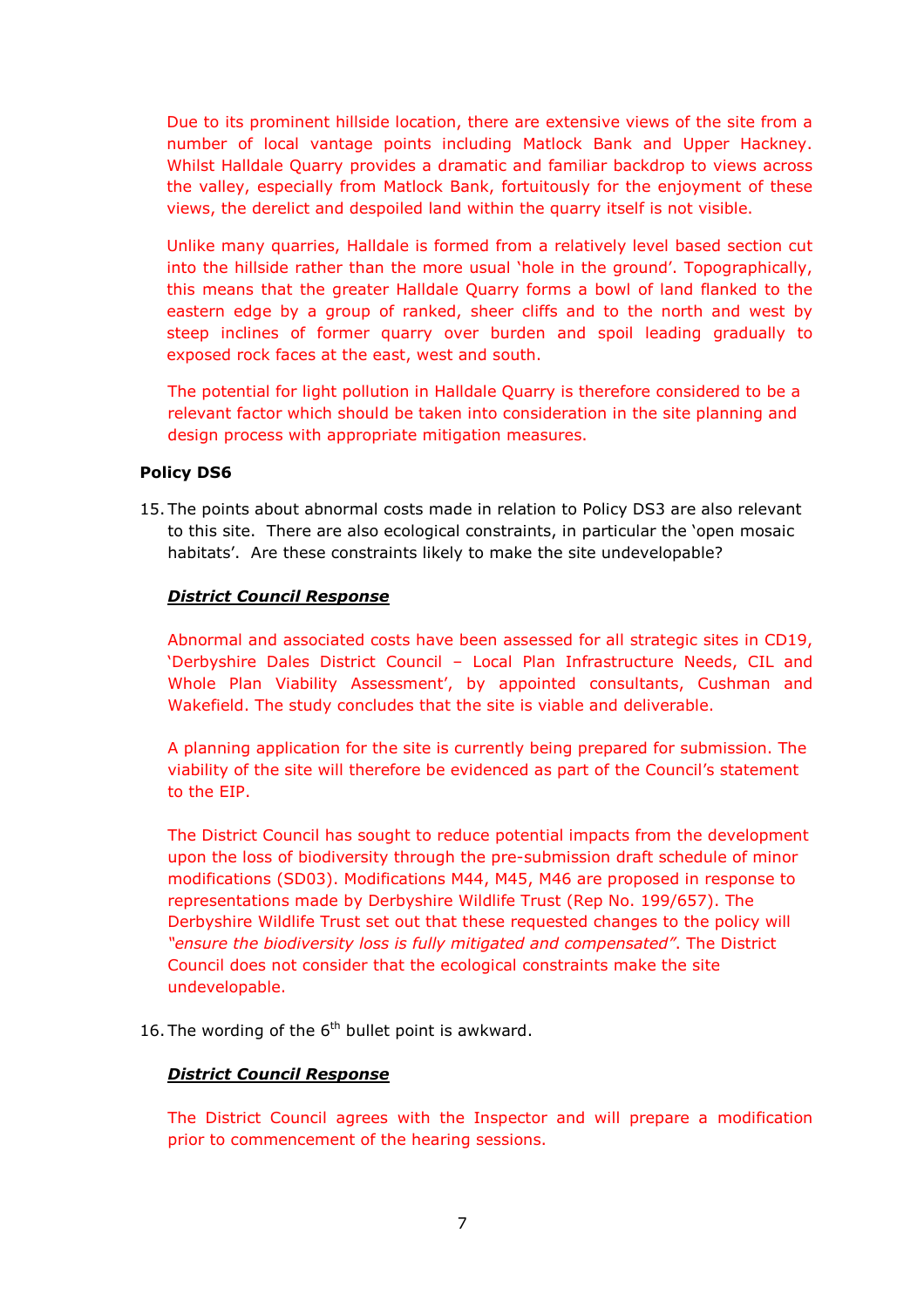Due to its prominent hillside location, there are extensive views of the site from a number of local vantage points including Matlock Bank and Upper Hackney. Whilst Halldale Quarry provides a dramatic and familiar backdrop to views across the valley, especially from Matlock Bank, fortuitously for the enjoyment of these views, the derelict and despoiled land within the quarry itself is not visible.

Unlike many quarries, Halldale is formed from a relatively level based section cut into the hillside rather than the more usual 'hole in the ground'. Topographically, this means that the greater Halldale Quarry forms a bowl of land flanked to the eastern edge by a group of ranked, sheer cliffs and to the north and west by steep inclines of former quarry over burden and spoil leading gradually to exposed rock faces at the east, west and south.

The potential for light pollution in Halldale Quarry is therefore considered to be a relevant factor which should be taken into consideration in the site planning and design process with appropriate mitigation measures.

**Policy DS6**

15. The points about abnormal costs made in relation to Policy DS3 are also relevant to this site. There are also ecological constraints, in particular the 'open mosaic habitats'. Are these constraints likely to make the site undevelopable?

***District Council Response***

Abnormal and associated costs have been assessed for all strategic sites in CD19, 'Derbyshire Dales District Council – Local Plan Infrastructure Needs, CIL and Whole Plan Viability Assessment', by appointed consultants, Cushman and Wakefield. The study concludes that the site is viable and deliverable.

A planning application for the site is currently being prepared for submission. The viability of the site will therefore be evidenced as part of the Council's statement to the EIP.

The District Council has sought to reduce potential impacts from the development upon the loss of biodiversity through the pre-submission draft schedule of minor modifications (SD03). Modifications M44, M45, M46 are proposed in response to representations made by Derbyshire Wildlife Trust (Rep No. 199/657). The Derbyshire Wildlife Trust set out that these requested changes to the policy will *"ensure the biodiversity loss is fully mitigated and compensated"*. The District Council does not consider that the ecological constraints make the site undevelopable.

16. The wording of the 6th bullet point is awkward.

***District Council Response***

The District Council agrees with the Inspector and will prepare a modification prior to commencement of the hearing sessions.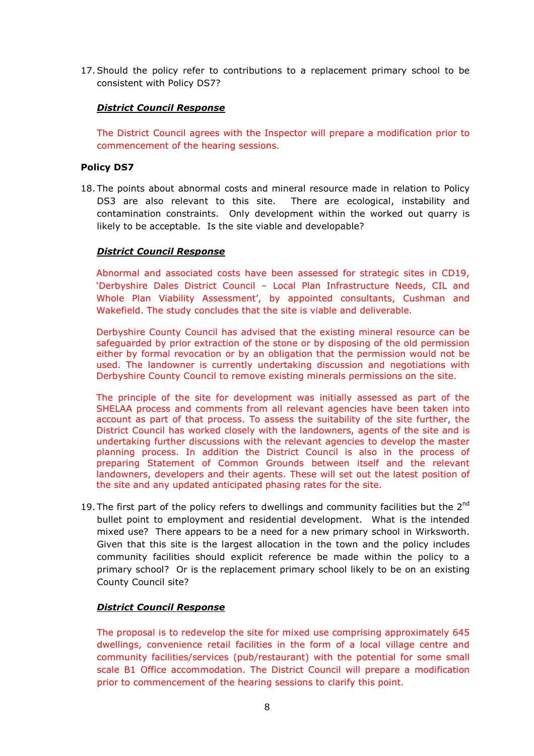17. Should the policy refer to contributions to a replacement primary school to be consistent with Policy DS7?

    ***District Council Response***

    The District Council agrees with the Inspector will prepare a modification prior to commencement of the hearing sessions.

**Policy DS7**

18. The points about abnormal costs and mineral resource made in relation to Policy DS3 are also relevant to this site. There are ecological, instability and contamination constraints. Only development within the worked out quarry is likely to be acceptable. Is the site viable and developable?

    ***District Council Response***

    Abnormal and associated costs have been assessed for strategic sites in CD19, 'Derbyshire Dales District Council – Local Plan Infrastructure Needs, CIL and Whole Plan Viability Assessment', by appointed consultants, Cushman and Wakefield. The study concludes that the site is viable and deliverable.

    Derbyshire County Council has advised that the existing mineral resource can be safeguarded by prior extraction of the stone or by disposing of the old permission either by formal revocation or by an obligation that the permission would not be used. The landowner is currently undertaking discussion and negotiations with Derbyshire County Council to remove existing minerals permissions on the site.

    The principle of the site for development was initially assessed as part of the SHELAA process and comments from all relevant agencies have been taken into account as part of that process. To assess the suitability of the site further, the District Council has worked closely with the landowners, agents of the site and is undertaking further discussions with the relevant agencies to develop the master planning process. In addition the District Council is also in the process of preparing Statement of Common Grounds between itself and the relevant landowners, developers and their agents. These will set out the latest position of the site and any updated anticipated phasing rates for the site.

19. The first part of the policy refers to dwellings and community facilities but the 2nd bullet point to employment and residential development. What is the intended mixed use? There appears to be a need for a new primary school in Wirksworth. Given that this site is the largest allocation in the town and the policy includes community facilities should explicit reference be made within the policy to a primary school? Or is the replacement primary school likely to be on an existing County Council site?

    ***District Council Response***

    The proposal is to redevelop the site for mixed use comprising approximately 645 dwellings, convenience retail facilities in the form of a local village centre and community facilities/services (pub/restaurant) with the potential for some small scale B1 Office accommodation. The District Council will prepare a modification prior to commencement of the hearing sessions to clarify this point.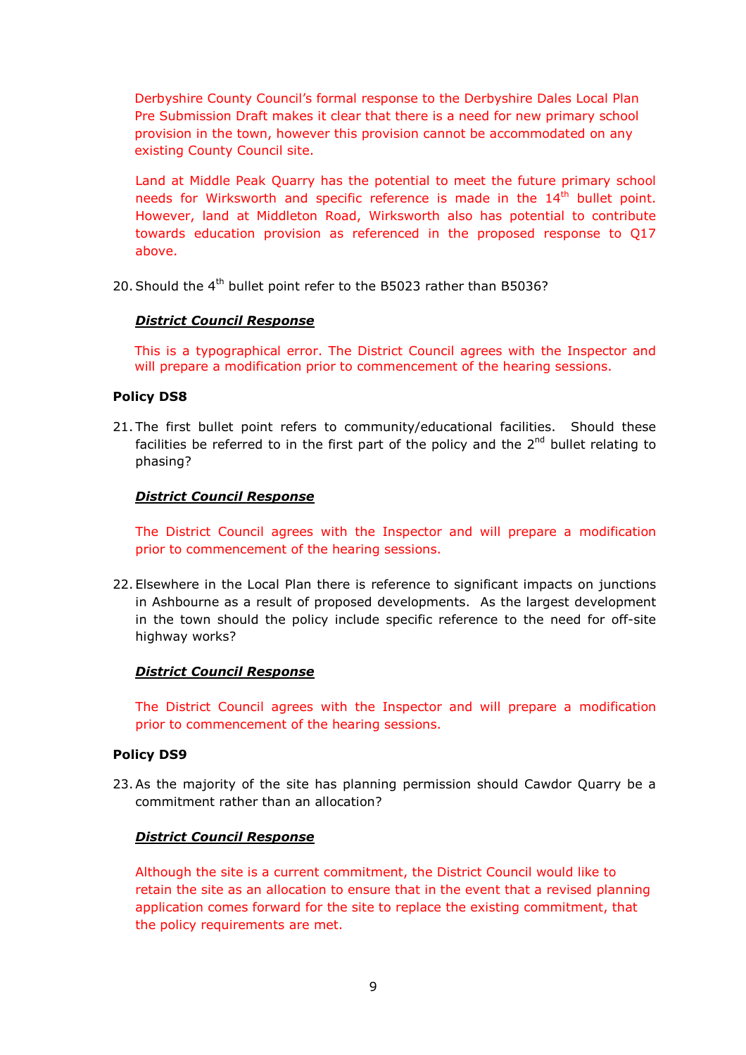Derbyshire County Council's formal response to the Derbyshire Dales Local Plan Pre Submission Draft makes it clear that there is a need for new primary school provision in the town, however this provision cannot be accommodated on any existing County Council site.

Land at Middle Peak Quarry has the potential to meet the future primary school needs for Wirksworth and specific reference is made in the 14th bullet point. However, land at Middleton Road, Wirksworth also has potential to contribute towards education provision as referenced in the proposed response to Q17 above.

20. Should the 4th bullet point refer to the B5023 rather than B5036?

***District Council Response***

This is a typographical error. The District Council agrees with the Inspector and will prepare a modification prior to commencement of the hearing sessions.

**Policy DS8**

21. The first bullet point refers to community/educational facilities. Should these facilities be referred to in the first part of the policy and the 2nd bullet relating to phasing?

***District Council Response***

The District Council agrees with the Inspector and will prepare a modification prior to commencement of the hearing sessions.

22. Elsewhere in the Local Plan there is reference to significant impacts on junctions in Ashbourne as a result of proposed developments. As the largest development in the town should the policy include specific reference to the need for off-site highway works?

***District Council Response***

The District Council agrees with the Inspector and will prepare a modification prior to commencement of the hearing sessions.

**Policy DS9**

23. As the majority of the site has planning permission should Cawdor Quarry be a commitment rather than an allocation?

***District Council Response***

Although the site is a current commitment, the District Council would like to retain the site as an allocation to ensure that in the event that a revised planning application comes forward for the site to replace the existing commitment, that the policy requirements are met.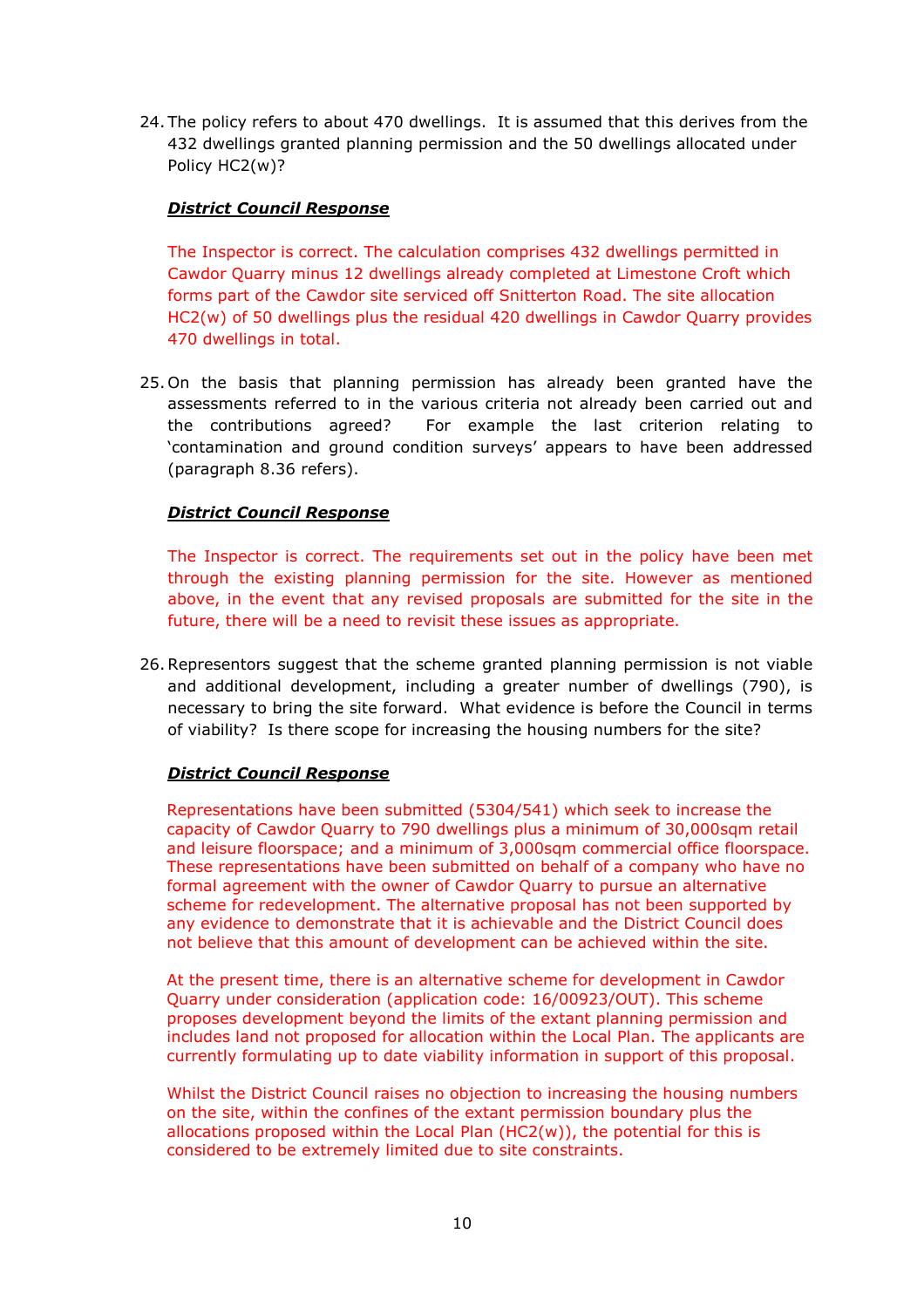24. The policy refers to about 470 dwellings. It is assumed that this derives from the 432 dwellings granted planning permission and the 50 dwellings allocated under Policy HC2(w)?

***District Council Response***

The Inspector is correct. The calculation comprises 432 dwellings permitted in Cawdor Quarry minus 12 dwellings already completed at Limestone Croft which forms part of the Cawdor site serviced off Snitterton Road. The site allocation HC2(w) of 50 dwellings plus the residual 420 dwellings in Cawdor Quarry provides 470 dwellings in total.

25. On the basis that planning permission has already been granted have the assessments referred to in the various criteria not already been carried out and the contributions agreed? For example the last criterion relating to 'contamination and ground condition surveys' appears to have been addressed (paragraph 8.36 refers).

***District Council Response***

The Inspector is correct. The requirements set out in the policy have been met through the existing planning permission for the site. However as mentioned above, in the event that any revised proposals are submitted for the site in the future, there will be a need to revisit these issues as appropriate.

26. Representors suggest that the scheme granted planning permission is not viable and additional development, including a greater number of dwellings (790), is necessary to bring the site forward. What evidence is before the Council in terms of viability? Is there scope for increasing the housing numbers for the site?

***District Council Response***

Representations have been submitted (5304/541) which seek to increase the capacity of Cawdor Quarry to 790 dwellings plus a minimum of 30,000sqm retail and leisure floorspace; and a minimum of 3,000sqm commercial office floorspace. These representations have been submitted on behalf of a company who have no formal agreement with the owner of Cawdor Quarry to pursue an alternative scheme for redevelopment. The alternative proposal has not been supported by any evidence to demonstrate that it is achievable and the District Council does not believe that this amount of development can be achieved within the site.

At the present time, there is an alternative scheme for development in Cawdor Quarry under consideration (application code: 16/00923/OUT). This scheme proposes development beyond the limits of the extant planning permission and includes land not proposed for allocation within the Local Plan. The applicants are currently formulating up to date viability information in support of this proposal.

Whilst the District Council raises no objection to increasing the housing numbers on the site, within the confines of the extant permission boundary plus the allocations proposed within the Local Plan (HC2(w)), the potential for this is considered to be extremely limited due to site constraints.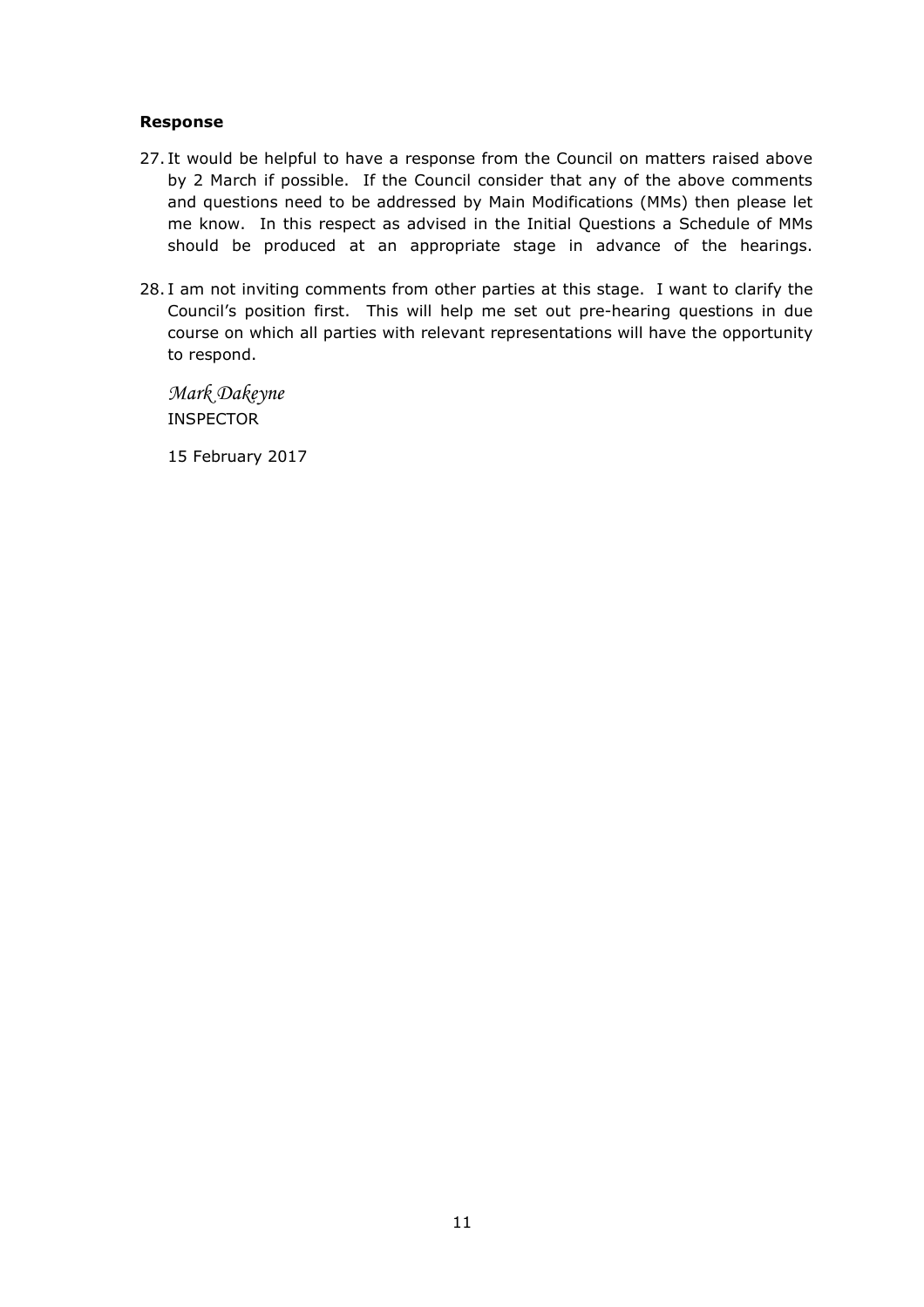**Response**

27. It would be helpful to have a response from the Council on matters raised above by 2 March if possible. If the Council consider that any of the above comments and questions need to be addressed by Main Modifications (MMs) then please let me know. In this respect as advised in the Initial Questions a Schedule of MMs should be produced at an appropriate stage in advance of the hearings.

28. I am not inviting comments from other parties at this stage. I want to clarify the Council's position first. This will help me set out pre-hearing questions in due course on which all parties with relevant representations will have the opportunity to respond.

*Mark Dakeyne*
INSPECTOR

15 February 2017